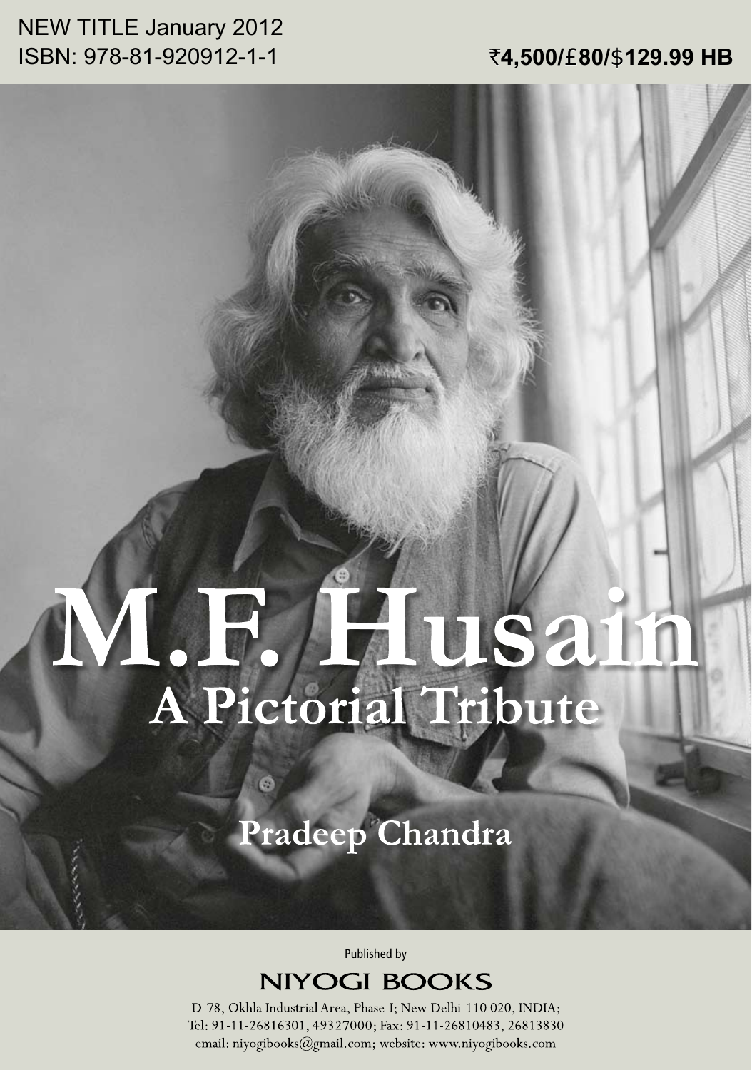NEW TITLE January 2012

ISBN: 978-81-920912-1-1

**₹4,500/£80/$129.99 HB**

# M.F. Husain

## A Pictorial Tribute

**Pradeep Chandra**

Published by

NIYOGI BOOKS

D-78, Okhla Industrial Area, Phase-I; New Delhi-110 020, INDIA;
Tel: 91-11-26816301, 49327000; Fax: 91-11-26810483, 26813830
email: niyogibooks@gmail.com; website: www.niyogibooks.com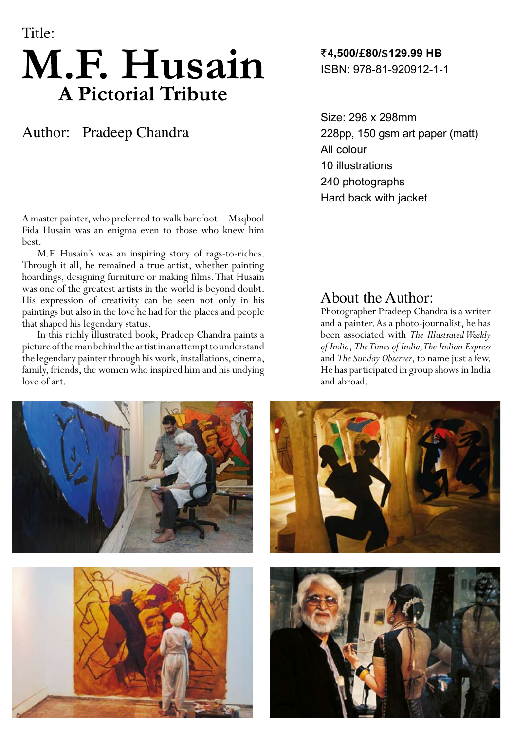Title:

# M.F. Husain

## A Pictorial Tribute

Author: Pradeep Chandra

**₹4,500/£80/$129.99 HB**
ISBN: 978-81-920912-1-1

Size: 298 x 298mm
228pp, 150 gsm art paper (matt)
All colour
10 illustrations
240 photographs
Hard back with jacket

A master painter, who preferred to walk barefoot—Maqbool Fida Husain was an enigma even to those who knew him best.

M.F. Husain's was an inspiring story of rags-to-riches. Through it all, he remained a true artist, whether painting hoardings, designing furniture or making films. That Husain was one of the greatest artists in the world is beyond doubt. His expression of creativity can be seen not only in his paintings but also in the love he had for the places and people that shaped his legendary status.

In this richly illustrated book, Pradeep Chandra paints a picture of the man behind the artist in an attempt to understand the legendary painter through his work, installations, cinema, family, friends, the women who inspired him and his undying love of art.

## About the Author:

Photographer Pradeep Chandra is a writer and a painter. As a photo-journalist, he has been associated with *The Illustrated Weekly of India*, *The Times of India*, *The Indian Express* and *The Sunday Observer*, to name just a few. He has participated in group shows in India and abroad.